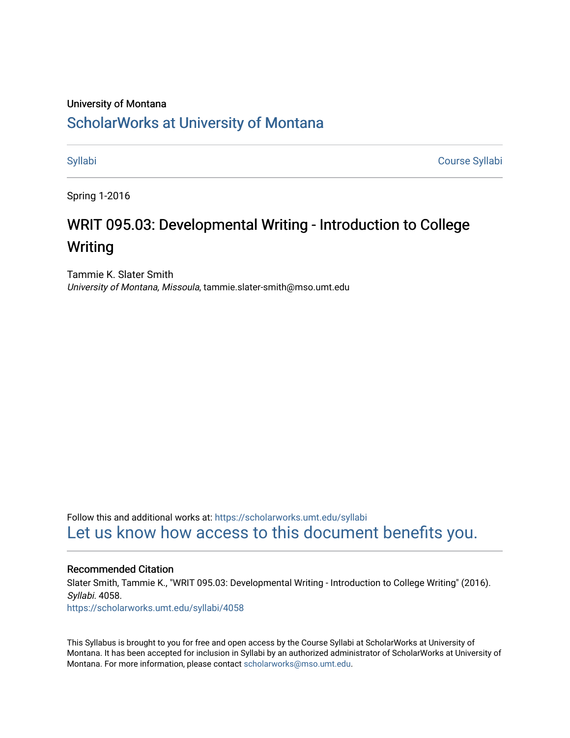University of Montana

# ScholarWorks at University of Montana

Syllabi | Course Syllabi

Spring 1-2016

# WRIT 095.03: Developmental Writing - Introduction to College Writing

Tammie K. Slater Smith
*University of Montana, Missoula*, tammie.slater-smith@mso.umt.edu

Follow this and additional works at: https://scholarworks.umt.edu/syllabi
Let us know how access to this document benefits you.

### Recommended Citation

Slater Smith, Tammie K., "WRIT 095.03: Developmental Writing - Introduction to College Writing" (2016). *Syllabi*. 4058.
https://scholarworks.umt.edu/syllabi/4058

This Syllabus is brought to you for free and open access by the Course Syllabi at ScholarWorks at University of Montana. It has been accepted for inclusion in Syllabi by an authorized administrator of ScholarWorks at University of Montana. For more information, please contact scholarworks@mso.umt.edu.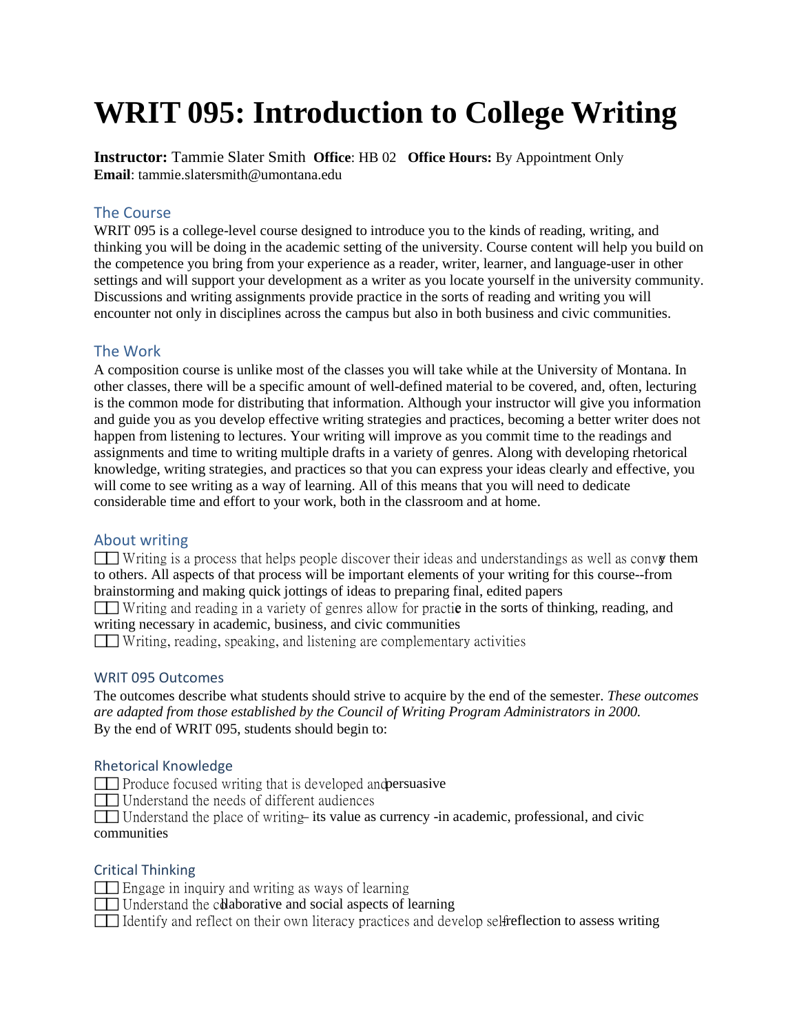# WRIT 095: Introduction to College Writing

**Instructor:** Tammie Slater Smith **Office**: HB 02 **Office Hours:** By Appointment Only
**Email**: tammie.slatersmith@umontana.edu

## The Course

WRIT 095 is a college-level course designed to introduce you to the kinds of reading, writing, and thinking you will be doing in the academic setting of the university. Course content will help you build on the competence you bring from your experience as a reader, writer, learner, and language-user in other settings and will support your development as a writer as you locate yourself in the university community. Discussions and writing assignments provide practice in the sorts of reading and writing you will encounter not only in disciplines across the campus but also in both business and civic communities.

## The Work

A composition course is unlike most of the classes you will take while at the University of Montana. In other classes, there will be a specific amount of well-defined material to be covered, and, often, lecturing is the common mode for distributing that information. Although your instructor will give you information and guide you as you develop effective writing strategies and practices, becoming a better writer does not happen from listening to lectures. Your writing will improve as you commit time to the readings and assignments and time to writing multiple drafts in a variety of genres. Along with developing rhetorical knowledge, writing strategies, and practices so that you can express your ideas clearly and effective, you will come to see writing as a way of learning. All of this means that you will need to dedicate considerable time and effort to your work, both in the classroom and at home.

## About writing

- Writing is a process that helps people discover their ideas and understandings as well as convey them to others. All aspects of that process will be important elements of your writing for this course--from brainstorming and making quick jottings of ideas to preparing final, edited papers
- Writing and reading in a variety of genres allow for practice in the sorts of thinking, reading, and writing necessary in academic, business, and civic communities
- Writing, reading, speaking, and listening are complementary activities

### WRIT 095 Outcomes

The outcomes describe what students should strive to acquire by the end of the semester. *These outcomes are adapted from those established by the Council of Writing Program Administrators in 2000.*
By the end of WRIT 095, students should begin to:

### Rhetorical Knowledge

- Produce focused writing that is developed and persuasive
- Understand the needs of different audiences
- Understand the place of writing – its value as currency - in academic, professional, and civic communities

### Critical Thinking

- Engage in inquiry and writing as ways of learning
- Understand the collaborative and social aspects of learning
- Identify and reflect on their own literacy practices and develop self-reflection to assess writing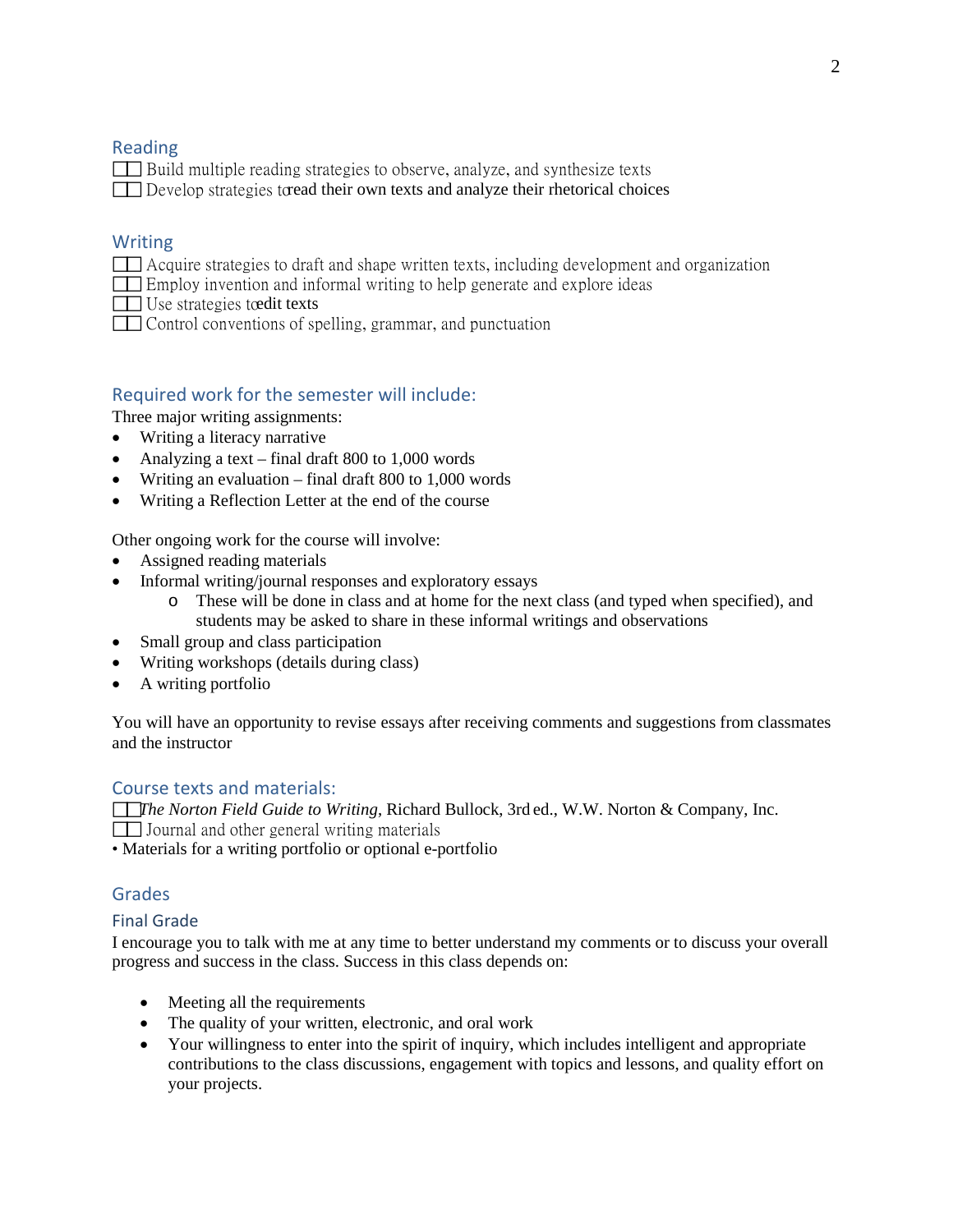## Reading

- Build multiple reading strategies to observe, analyze, and synthesize texts
- Develop strategies to read their own texts and analyze their rhetorical choices

## Writing

- Acquire strategies to draft and shape written texts, including development and organization
- Employ invention and informal writing to help generate and explore ideas
- Use strategies to edit texts
- Control conventions of spelling, grammar, and punctuation

## Required work for the semester will include:

Three major writing assignments:

- Writing a literacy narrative
- Analyzing a text – final draft 800 to 1,000 words
- Writing an evaluation – final draft 800 to 1,000 words
- Writing a Reflection Letter at the end of the course

Other ongoing work for the course will involve:

- Assigned reading materials
- Informal writing/journal responses and exploratory essays
  - These will be done in class and at home for the next class (and typed when specified), and students may be asked to share in these informal writings and observations
- Small group and class participation
- Writing workshops (details during class)
- A writing portfolio

You will have an opportunity to revise essays after receiving comments and suggestions from classmates and the instructor

## Course texts and materials:

- *The Norton Field Guide to Writing*, Richard Bullock, 3rd ed., W.W. Norton & Company, Inc.
- Journal and other general writing materials
- Materials for a writing portfolio or optional e-portfolio

## Grades

### Final Grade

I encourage you to talk with me at any time to better understand my comments or to discuss your overall progress and success in the class. Success in this class depends on:

- Meeting all the requirements
- The quality of your written, electronic, and oral work
- Your willingness to enter into the spirit of inquiry, which includes intelligent and appropriate contributions to the class discussions, engagement with topics and lessons, and quality effort on your projects.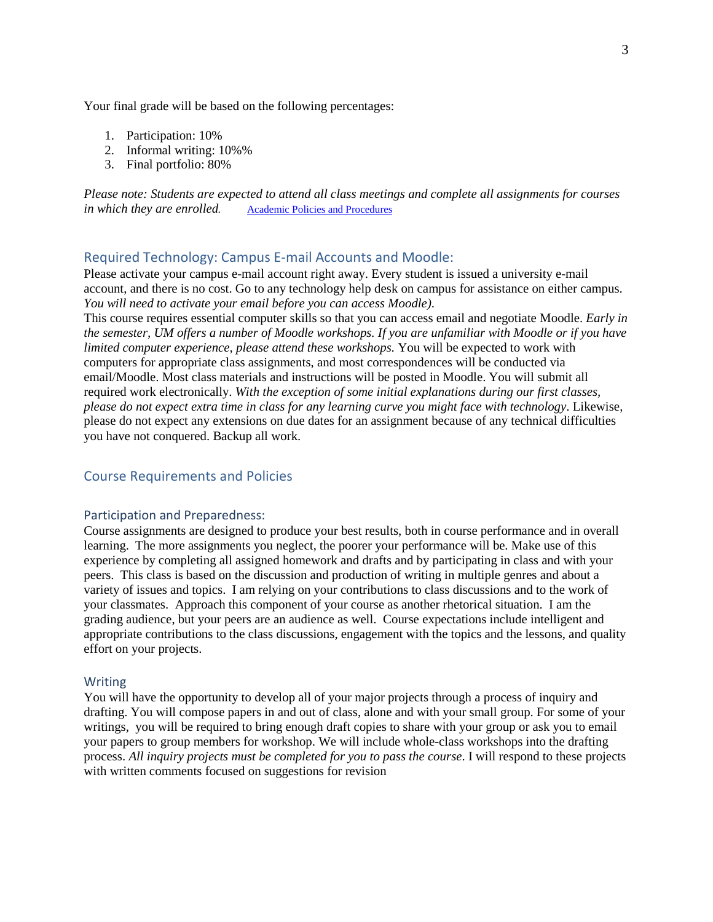Your final grade will be based on the following percentages:

1. Participation: 10%
2. Informal writing: 10%%
3. Final portfolio: 80%

*Please note: Students are expected to attend all class meetings and complete all assignments for courses in which they are enrolled.* [Academic Policies and Procedures]

## Required Technology: Campus E-mail Accounts and Moodle:

Please activate your campus e-mail account right away. Every student is issued a university e-mail account, and there is no cost. Go to any technology help desk on campus for assistance on either campus. *You will need to activate your email before you can access Moodle).*

This course requires essential computer skills so that you can access email and negotiate Moodle. *Early in the semester, UM offers a number of Moodle workshops. If you are unfamiliar with Moodle or if you have limited computer experience, please attend these workshops.* You will be expected to work with computers for appropriate class assignments, and most correspondences will be conducted via email/Moodle. Most class materials and instructions will be posted in Moodle. You will submit all required work electronically. *With the exception of some initial explanations during our first classes, please do not expect extra time in class for any learning curve you might face with technology*. Likewise, please do not expect any extensions on due dates for an assignment because of any technical difficulties you have not conquered. Backup all work.

## Course Requirements and Policies

### Participation and Preparedness:

Course assignments are designed to produce your best results, both in course performance and in overall learning. The more assignments you neglect, the poorer your performance will be. Make use of this experience by completing all assigned homework and drafts and by participating in class and with your peers. This class is based on the discussion and production of writing in multiple genres and about a variety of issues and topics. I am relying on your contributions to class discussions and to the work of your classmates. Approach this component of your course as another rhetorical situation. I am the grading audience, but your peers are an audience as well. Course expectations include intelligent and appropriate contributions to the class discussions, engagement with the topics and the lessons, and quality effort on your projects.

### Writing

You will have the opportunity to develop all of your major projects through a process of inquiry and drafting. You will compose papers in and out of class, alone and with your small group. For some of your writings, you will be required to bring enough draft copies to share with your group or ask you to email your papers to group members for workshop. We will include whole-class workshops into the drafting process. *All inquiry projects must be completed for you to pass the course*. I will respond to these projects with written comments focused on suggestions for revision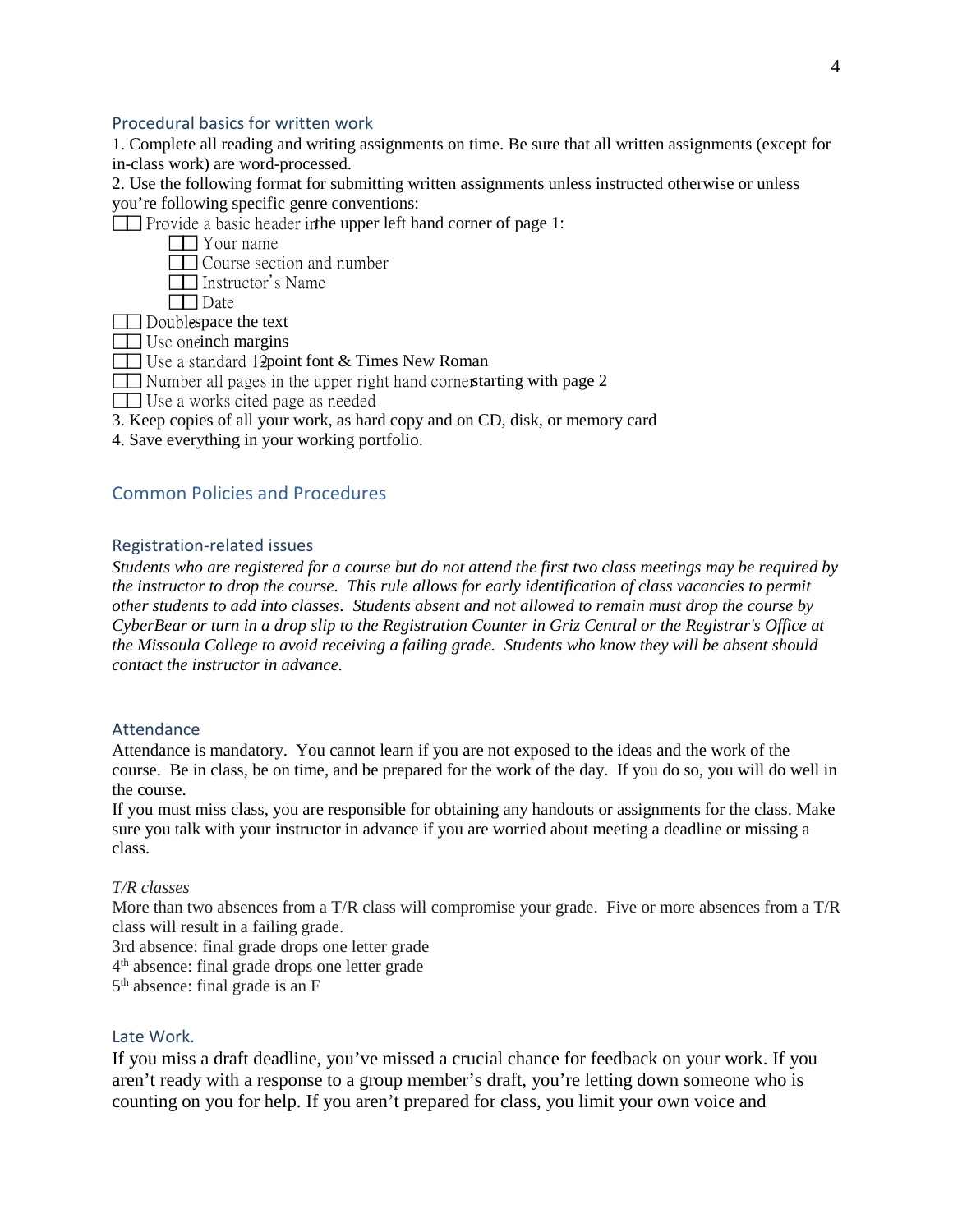### Procedural basics for written work

1. Complete all reading and writing assignments on time. Be sure that all written assignments (except for in-class work) are word-processed.
2. Use the following format for submitting written assignments unless instructed otherwise or unless you're following specific genre conventions:

- [ ] Provide a basic header in the upper left hand corner of page 1:
    - [ ] Your name
    - [ ] Course section and number
    - [ ] Instructor's Name
    - [ ] Date
- [ ] Double-space the text
- [ ] Use one-inch margins
- [ ] Use a standard 12-point font & Times New Roman
- [ ] Number all pages in the upper right hand corner starting with page 2
- [ ] Use a works cited page as needed

3. Keep copies of all your work, as hard copy and on CD, disk, or memory card
4. Save everything in your working portfolio.

## Common Policies and Procedures

### Registration-related issues

*Students who are registered for a course but do not attend the first two class meetings may be required by the instructor to drop the course. This rule allows for early identification of class vacancies to permit other students to add into classes. Students absent and not allowed to remain must drop the course by CyberBear or turn in a drop slip to the Registration Counter in Griz Central or the Registrar's Office at the Missoula College to avoid receiving a failing grade. Students who know they will be absent should contact the instructor in advance.*

### Attendance

Attendance is mandatory. You cannot learn if you are not exposed to the ideas and the work of the course. Be in class, be on time, and be prepared for the work of the day. If you do so, you will do well in the course.

If you must miss class, you are responsible for obtaining any handouts or assignments for the class. Make sure you talk with your instructor in advance if you are worried about meeting a deadline or missing a class.

*T/R classes*

More than two absences from a T/R class will compromise your grade. Five or more absences from a T/R class will result in a failing grade.

3rd absence: final grade drops one letter grade
4th absence: final grade drops one letter grade
5th absence: final grade is an F

### Late Work.

If you miss a draft deadline, you've missed a crucial chance for feedback on your work. If you aren't ready with a response to a group member's draft, you're letting down someone who is counting on you for help. If you aren't prepared for class, you limit your own voice and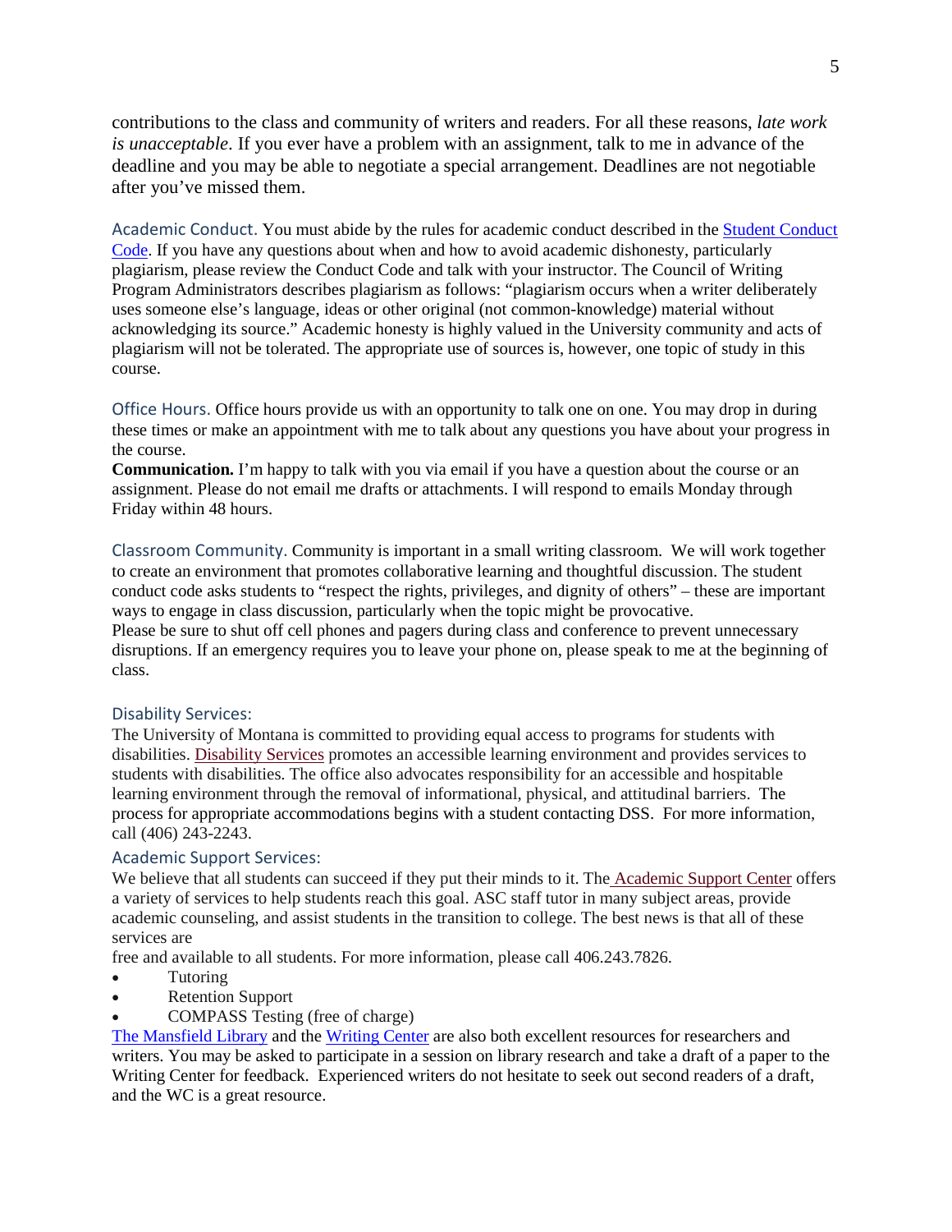contributions to the class and community of writers and readers. For all these reasons, *late work is unacceptable*. If you ever have a problem with an assignment, talk to me in advance of the deadline and you may be able to negotiate a special arrangement. Deadlines are not negotiable after you've missed them.

### Academic Conduct.

You must abide by the rules for academic conduct described in the [Student Conduct Code](). If you have any questions about when and how to avoid academic dishonesty, particularly plagiarism, please review the Conduct Code and talk with your instructor. The Council of Writing Program Administrators describes plagiarism as follows: "plagiarism occurs when a writer deliberately uses someone else's language, ideas or other original (not common-knowledge) material without acknowledging its source." Academic honesty is highly valued in the University community and acts of plagiarism will not be tolerated. The appropriate use of sources is, however, one topic of study in this course.

### Office Hours.

Office hours provide us with an opportunity to talk one on one. You may drop in during these times or make an appointment with me to talk about any questions you have about your progress in the course.

**Communication.** I'm happy to talk with you via email if you have a question about the course or an assignment. Please do not email me drafts or attachments. I will respond to emails Monday through Friday within 48 hours.

### Classroom Community.

Community is important in a small writing classroom. We will work together to create an environment that promotes collaborative learning and thoughtful discussion. The student conduct code asks students to "respect the rights, privileges, and dignity of others" – these are important ways to engage in class discussion, particularly when the topic might be provocative.

Please be sure to shut off cell phones and pagers during class and conference to prevent unnecessary disruptions. If an emergency requires you to leave your phone on, please speak to me at the beginning of class.

### Disability Services:

The University of Montana is committed to providing equal access to programs for students with disabilities. [Disability Services]() promotes an accessible learning environment and provides services to students with disabilities. The office also advocates responsibility for an accessible and hospitable learning environment through the removal of informational, physical, and attitudinal barriers. The process for appropriate accommodations begins with a student contacting DSS. For more information, call (406) 243-2243.

### Academic Support Services:

We believe that all students can succeed if they put their minds to it. The [Academic Support Center]() offers a variety of services to help students reach this goal. ASC staff tutor in many subject areas, provide academic counseling, and assist students in the transition to college. The best news is that all of these services are free and available to all students. For more information, please call 406.243.7826.

- Tutoring
- Retention Support
- COMPASS Testing (free of charge)

[The Mansfield Library]() and the [Writing Center]() are also both excellent resources for researchers and writers. You may be asked to participate in a session on library research and take a draft of a paper to the Writing Center for feedback. Experienced writers do not hesitate to seek out second readers of a draft, and the WC is a great resource.